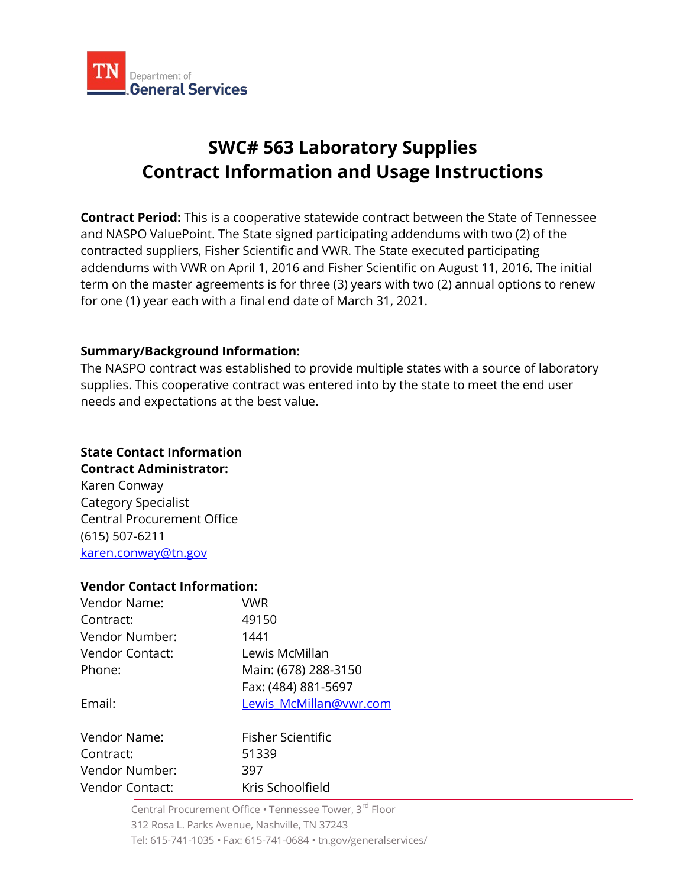# SWC# 563 Laboratory Supplies
# Contract Information and Usage Instructions

**Contract Period:** This is a cooperative statewide contract between the State of Tennessee and NASPO ValuePoint. The State signed participating addendums with two (2) of the contracted suppliers, Fisher Scientific and VWR. The State executed participating addendums with VWR on April 1, 2016 and Fisher Scientific on August 11, 2016. The initial term on the master agreements is for three (3) years with two (2) annual options to renew for one (1) year each with a final end date of March 31, 2021.

**Summary/Background Information:**
The NASPO contract was established to provide multiple states with a source of laboratory supplies. This cooperative contract was entered into by the state to meet the end user needs and expectations at the best value.

**State Contact Information**
**Contract Administrator:**
Karen Conway
Category Specialist
Central Procurement Office
(615) 507-6211
karen.conway@tn.gov

**Vendor Contact Information:**

| | |
|---|---|
| Vendor Name: | VWR |
| Contract: | 49150 |
| Vendor Number: | 1441 |
| Vendor Contact: | Lewis McMillan |
| Phone: | Main: (678) 288-3150 |
| | Fax: (484) 881-5697 |
| Email: | Lewis_McMillan@vwr.com |

| | |
|---|---|
| Vendor Name: | Fisher Scientific |
| Contract: | 51339 |
| Vendor Number: | 397 |
| Vendor Contact: | Kris Schoolfield |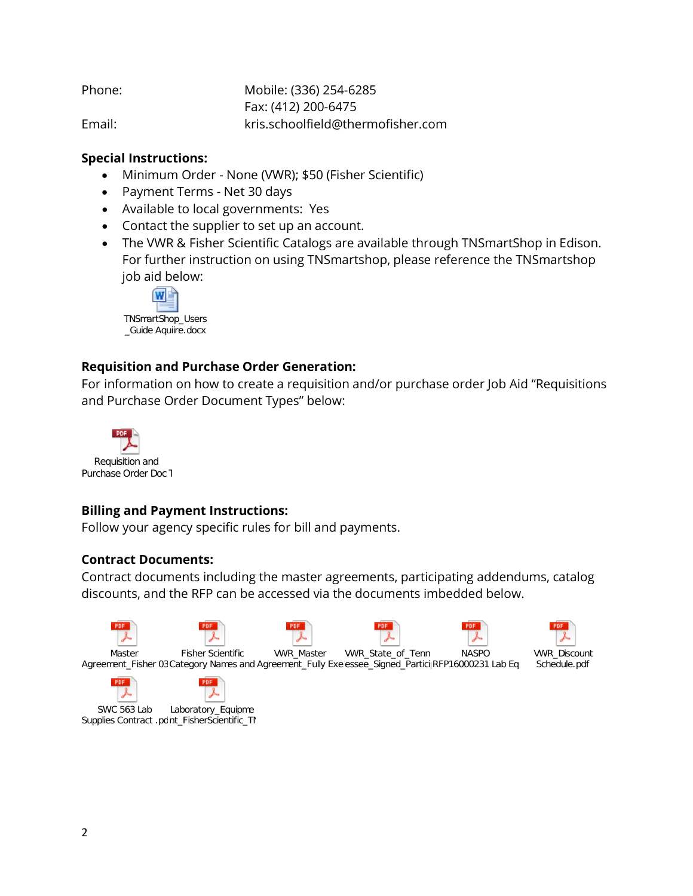Phone: Mobile: (336) 254-6285
Fax: (412) 200-6475
Email: kris.schoolfield@thermofisher.com

**Special Instructions:**

- Minimum Order - None (VWR); $50 (Fisher Scientific)
- Payment Terms - Net 30 days
- Available to local governments: Yes
- Contact the supplier to set up an account.
- The VWR & Fisher Scientific Catalogs are available through TNSmartShop in Edison. For further instruction on using TNSmartshop, please reference the TNSmartshop job aid below:

TNSmartShop_Users_Guide Aquiire.docx

**Requisition and Purchase Order Generation:**

For information on how to create a requisition and/or purchase order Job Aid "Requisitions and Purchase Order Document Types" below:

Requisition and Purchase Order Doc T

**Billing and Payment Instructions:**

Follow your agency specific rules for bill and payments.

**Contract Documents:**

Contract documents including the master agreements, participating addendums, catalog discounts, and the RFP can be accessed via the documents imbedded below.

Master Agreement_Fisher 03

Fisher Scientific Category Names and

VWR_Master Agreement_Fully Exe

VWR_State_of_Tennessee_Signed_Partici

NASPO RFP16000231 Lab Eq

VWR_Discount Schedule.pdf

SWC 563 Lab Supplies Contract .pd

Laboratory_Equipment_FisherScientific_Tl